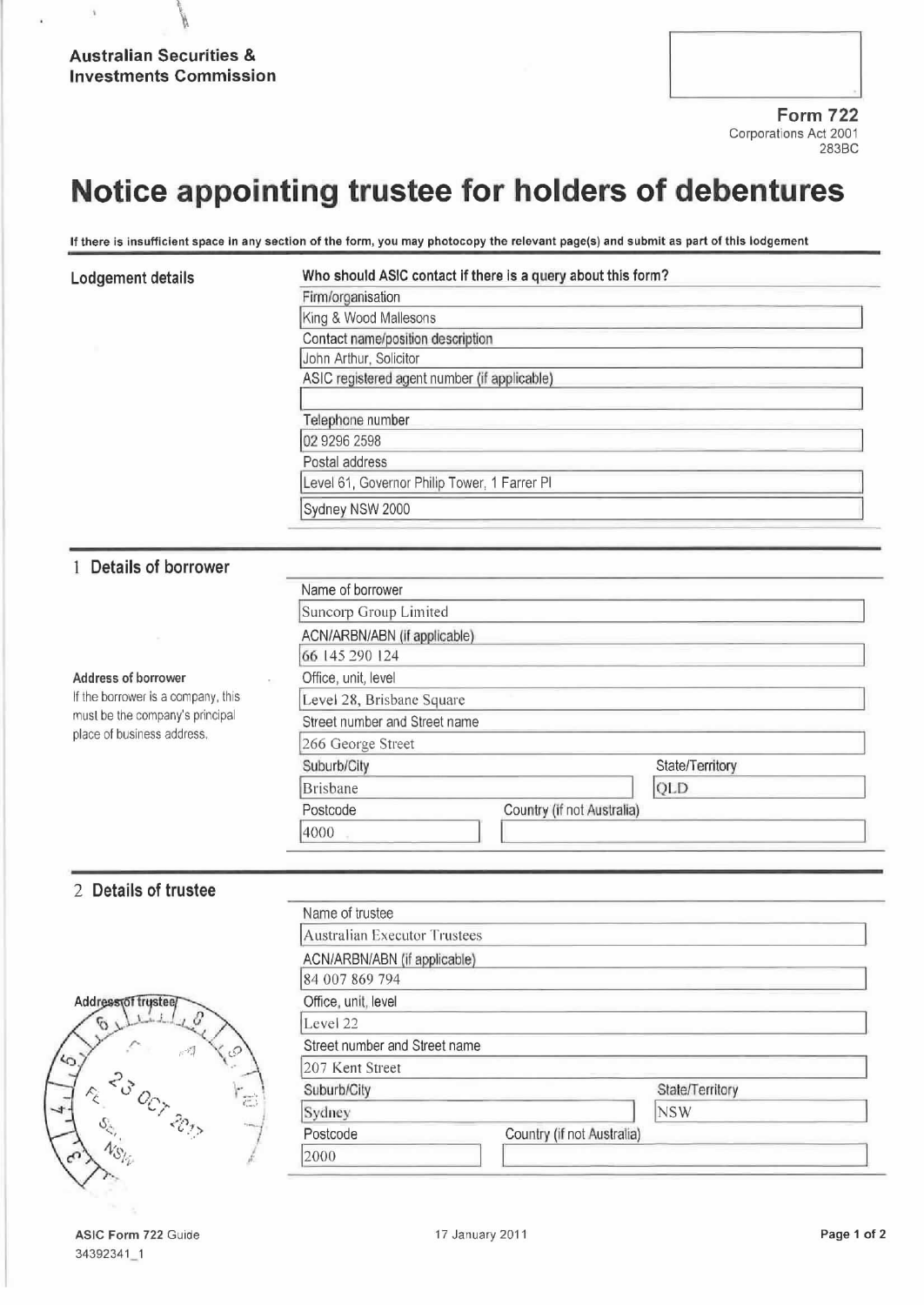**Australian Securities & Investments Commission**

**Form 722**
Corporations Act 2001
283BC

# Notice appointing trustee for holders of debentures

**If there is insufficient space in any section of the form, you may photocopy the relevant page(s) and submit as part of this lodgement**

## Lodgement details

**Who should ASIC contact if there is a query about this form?**

Firm/organisation
King & Wood Mallesons

Contact name/position description
John Arthur, Solicitor

ASIC registered agent number (if applicable)

Telephone number
02 9296 2598

Postal address
Level 61, Governor Philip Tower, 1 Farrer Pl
Sydney NSW 2000

## 1 Details of borrower

Name of borrower
Suncorp Group Limited

ACN/ARBN/ABN (if applicable)
66 145 290 124

**Address of borrower**
If the borrower is a company, this must be the company's principal place of business address.

Office, unit, level
Level 28, Brisbane Square

Street number and Street name
266 George Street

Suburb/City: Brisbane
State/Territory: QLD

Postcode: 4000
Country (if not Australia):

## 2 Details of trustee

Name of trustee
Australian Executor Trustees

ACN/ARBN/ABN (if applicable)
84 007 869 794

**Address of trustee**

Office, unit, level
Level 22

Street number and Street name
207 Kent Street

Suburb/City: Sydney
State/Territory: NSW

Postcode: 2000
Country (if not Australia):

23 OCT 2017

ASIC Form 722 Guide
34392341_1

17 January 2011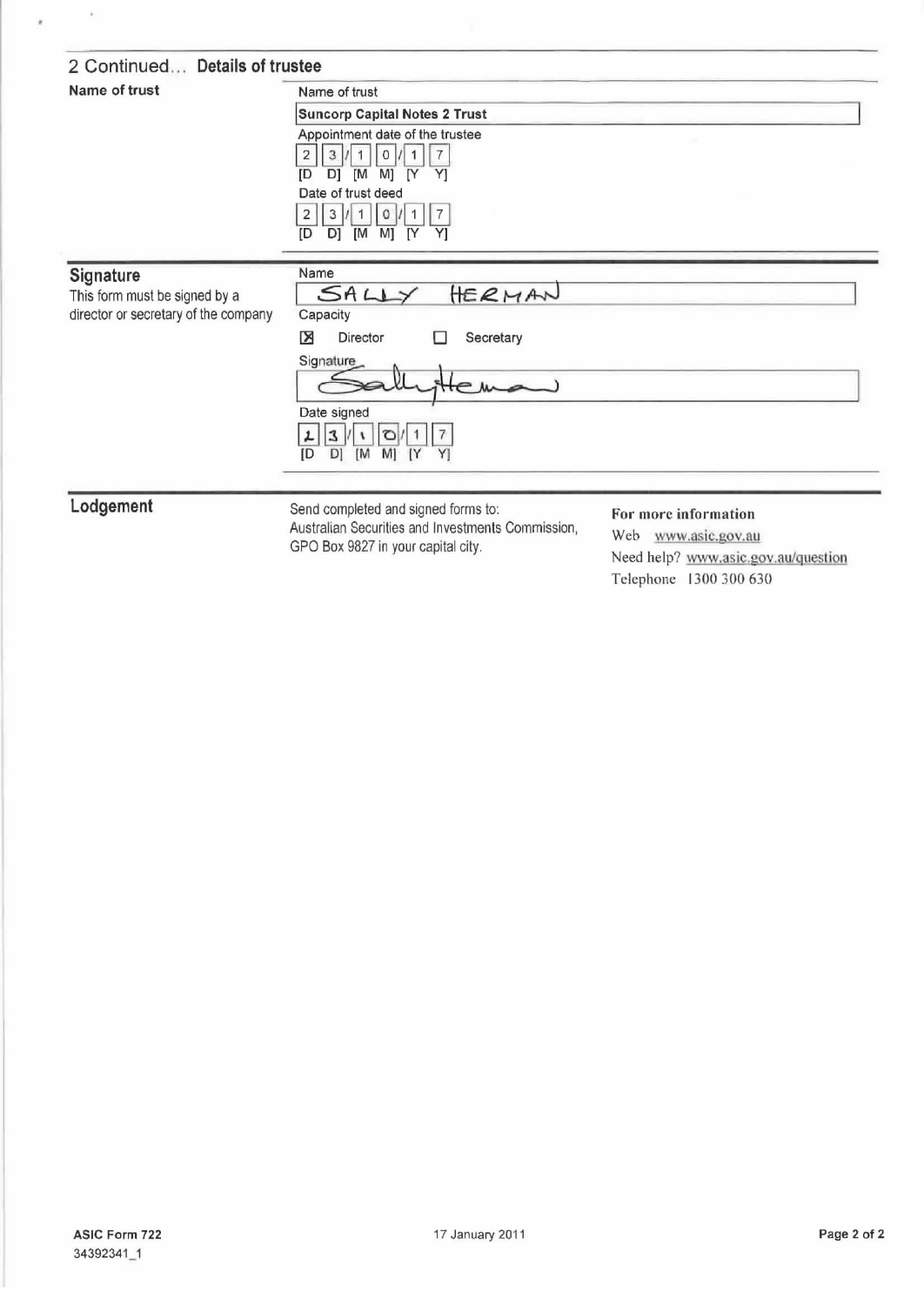## 2 Continued... Details of trustee

**Name of trust**

Name of trust

**Suncorp Capital Notes 2 Trust**

Appointment date of the trustee

2 3 / 1 0 / 1 7
[D D] [M M] [Y Y]

Date of trust deed

2 3 / 1 0 / 1 7
[D D] [M M] [Y Y]

## Signature

This form must be signed by a director or secretary of the company

Name

SALLY HERMAN

Capacity

☒ Director ☐ Secretary

Signature

Sally Herman

Date signed

2 3 / 1 0 / 1 7
[D D] [M M] [Y Y]

## Lodgement

Send completed and signed forms to:
Australian Securities and Investments Commission,
GPO Box 9827 in your capital city.

**For more information**

Web www.asic.gov.au

Need help? www.asic.gov.au/question

Telephone 1300 300 630

ASIC Form 722
34392341_1

17 January 2011